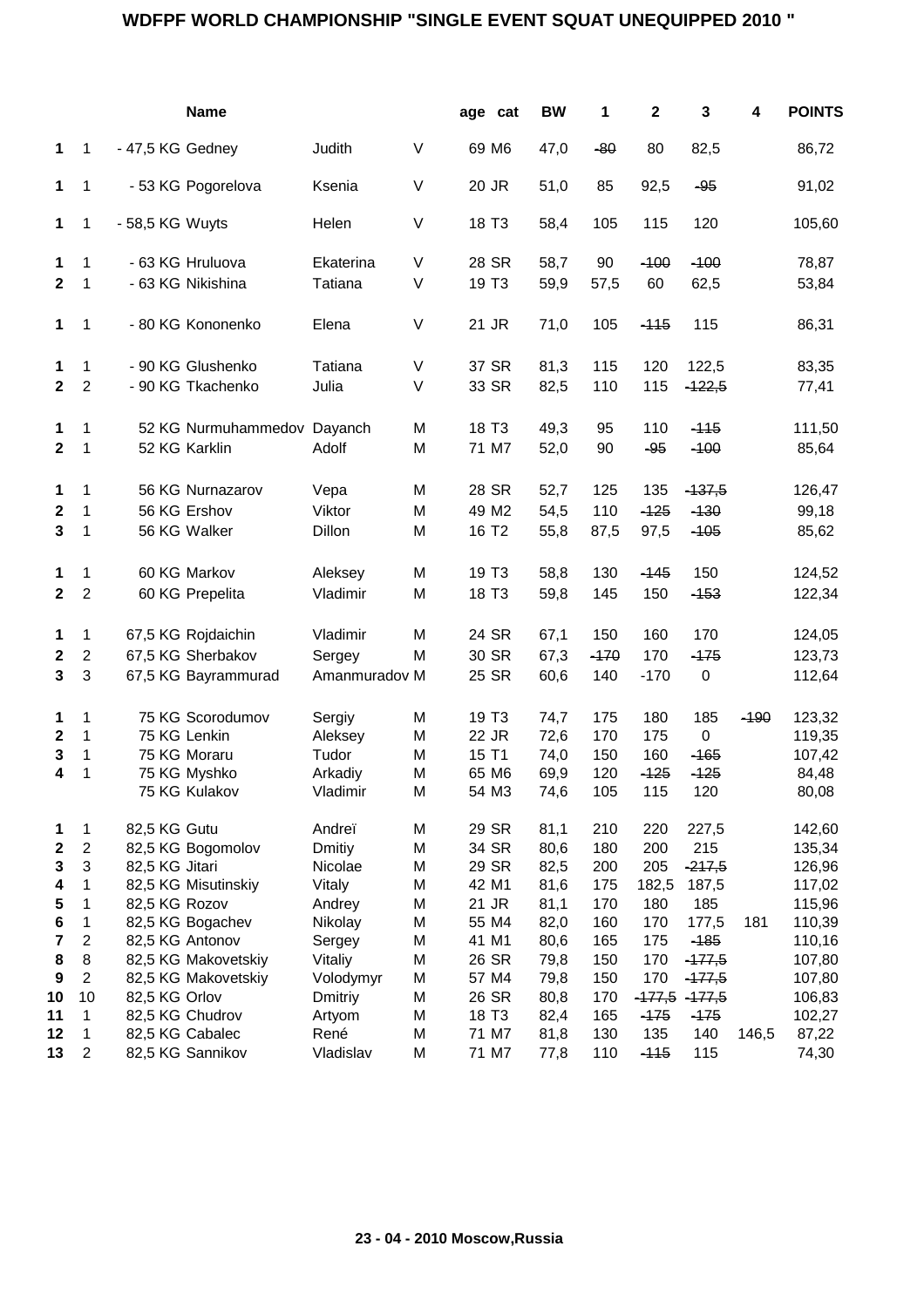# WDFPF WORLD CHAMPIONSHIP "SINGLE EVENT SQUAT UNEQUIPPED 2010 "

| | | | Name | | | age | cat | BW | 1 | 2 | 3 | 4 | POINTS |
|---|---|---|---|---|---|---|---|---|---|---|---|---|---|
| 1 | 1 | - 47,5 KG | Gedney | Judith | V | 69 | M6 | 47,0 | ~~-80~~ | 80 | 82,5 | | 86,72 |
| 1 | 1 | - 53 KG | Pogorelova | Ksenia | V | 20 | JR | 51,0 | 85 | 92,5 | ~~-95~~ | | 91,02 |
| 1 | 1 | - 58,5 KG | Wuyts | Helen | V | 18 | T3 | 58,4 | 105 | 115 | 120 | | 105,60 |
| 1 | 1 | - 63 KG | Hruluova | Ekaterina | V | 28 | SR | 58,7 | 90 | ~~-100~~ | ~~-100~~ | | 78,87 |
| 2 | 1 | - 63 KG | Nikishina | Tatiana | V | 19 | T3 | 59,9 | 57,5 | 60 | 62,5 | | 53,84 |
| 1 | 1 | - 80 KG | Kononenko | Elena | V | 21 | JR | 71,0 | 105 | ~~-115~~ | 115 | | 86,31 |
| 1 | 1 | - 90 KG | Glushenko | Tatiana | V | 37 | SR | 81,3 | 115 | 120 | 122,5 | | 83,35 |
| 2 | 2 | - 90 KG | Tkachenko | Julia | V | 33 | SR | 82,5 | 110 | 115 | ~~-122,5~~ | | 77,41 |
| 1 | 1 | 52 KG | Nurmuhammedov | Dayanch | M | 18 | T3 | 49,3 | 95 | 110 | ~~-115~~ | | 111,50 |
| 2 | 1 | 52 KG | Karklin | Adolf | M | 71 | M7 | 52,0 | 90 | ~~-95~~ | ~~-100~~ | | 85,64 |
| 1 | 1 | 56 KG | Nurnazarov | Vepa | M | 28 | SR | 52,7 | 125 | 135 | ~~-137,5~~ | | 126,47 |
| 2 | 1 | 56 KG | Ershov | Viktor | M | 49 | M2 | 54,5 | 110 | ~~-125~~ | ~~-130~~ | | 99,18 |
| 3 | 1 | 56 KG | Walker | Dillon | M | 16 | T2 | 55,8 | 87,5 | 97,5 | ~~-105~~ | | 85,62 |
| 1 | 1 | 60 KG | Markov | Aleksey | M | 19 | T3 | 58,8 | 130 | ~~-145~~ | 150 | | 124,52 |
| 2 | 2 | 60 KG | Prepelita | Vladimir | M | 18 | T3 | 59,8 | 145 | 150 | ~~-153~~ | | 122,34 |
| 1 | 1 | 67,5 KG | Rojdaichin | Vladimir | M | 24 | SR | 67,1 | 150 | 160 | 170 | | 124,05 |
| 2 | 2 | 67,5 KG | Sherbakov | Sergey | M | 30 | SR | 67,3 | ~~-170~~ | 170 | ~~-175~~ | | 123,73 |
| 3 | 3 | 67,5 KG | Bayrammurad | Amanmuradov | M | 25 | SR | 60,6 | 140 | -170 | 0 | | 112,64 |
| 1 | 1 | 75 KG | Scorodumov | Sergiy | M | 19 | T3 | 74,7 | 175 | 180 | 185 | ~~-190~~ | 123,32 |
| 2 | 1 | 75 KG | Lenkin | Aleksey | M | 22 | JR | 72,6 | 170 | 175 | 0 | | 119,35 |
| 3 | 1 | 75 KG | Moraru | Tudor | M | 15 | T1 | 74,0 | 150 | 160 | ~~-165~~ | | 107,42 |
| 4 | 1 | 75 KG | Myshko | Arkadiy | M | 65 | M6 | 69,9 | 120 | ~~-125~~ | ~~-125~~ | | 84,48 |
| | | 75 KG | Kulakov | Vladimir | M | 54 | M3 | 74,6 | 105 | 115 | 120 | | 80,08 |
| 1 | 1 | 82,5 KG | Gutu | Andreï | M | 29 | SR | 81,1 | 210 | 220 | 227,5 | | 142,60 |
| 2 | 2 | 82,5 KG | Bogomolov | Dmitiy | M | 34 | SR | 80,6 | 180 | 200 | 215 | | 135,34 |
| 3 | 3 | 82,5 KG | Jitari | Nicolae | M | 29 | SR | 82,5 | 200 | 205 | ~~-217,5~~ | | 126,96 |
| 4 | 1 | 82,5 KG | Misutinskiy | Vitaly | M | 42 | M1 | 81,6 | 175 | 182,5 | 187,5 | | 117,02 |
| 5 | 1 | 82,5 KG | Rozov | Andrey | M | 21 | JR | 81,1 | 170 | 180 | 185 | | 115,96 |
| 6 | 1 | 82,5 KG | Bogachev | Nikolay | M | 55 | M4 | 82,0 | 160 | 170 | 177,5 | 181 | 110,39 |
| 7 | 2 | 82,5 KG | Antonov | Sergey | M | 41 | M1 | 80,6 | 165 | 175 | ~~-185~~ | | 110,16 |
| 8 | 8 | 82,5 KG | Makovetskiy | Vitaliy | M | 26 | SR | 79,8 | 150 | 170 | ~~-177,5~~ | | 107,80 |
| 9 | 2 | 82,5 KG | Makovetskiy | Volodymyr | M | 57 | M4 | 79,8 | 150 | 170 | ~~-177,5~~ | | 107,80 |
| 10 | 10 | 82,5 KG | Orlov | Dmitriy | M | 26 | SR | 80,8 | 170 | ~~-177,5~~ | ~~-177,5~~ | | 106,83 |
| 11 | 1 | 82,5 KG | Chudrov | Artyom | M | 18 | T3 | 82,4 | 165 | ~~-175~~ | ~~-175~~ | | 102,27 |
| 12 | 1 | 82,5 KG | Cabalec | René | M | 71 | M7 | 81,8 | 130 | 135 | 140 | 146,5 | 87,22 |
| 13 | 2 | 82,5 KG | Sannikov | Vladislav | M | 71 | M7 | 77,8 | 110 | ~~-115~~ | 115 | | 74,30 |

**23 - 04 - 2010 Moscow,Russia**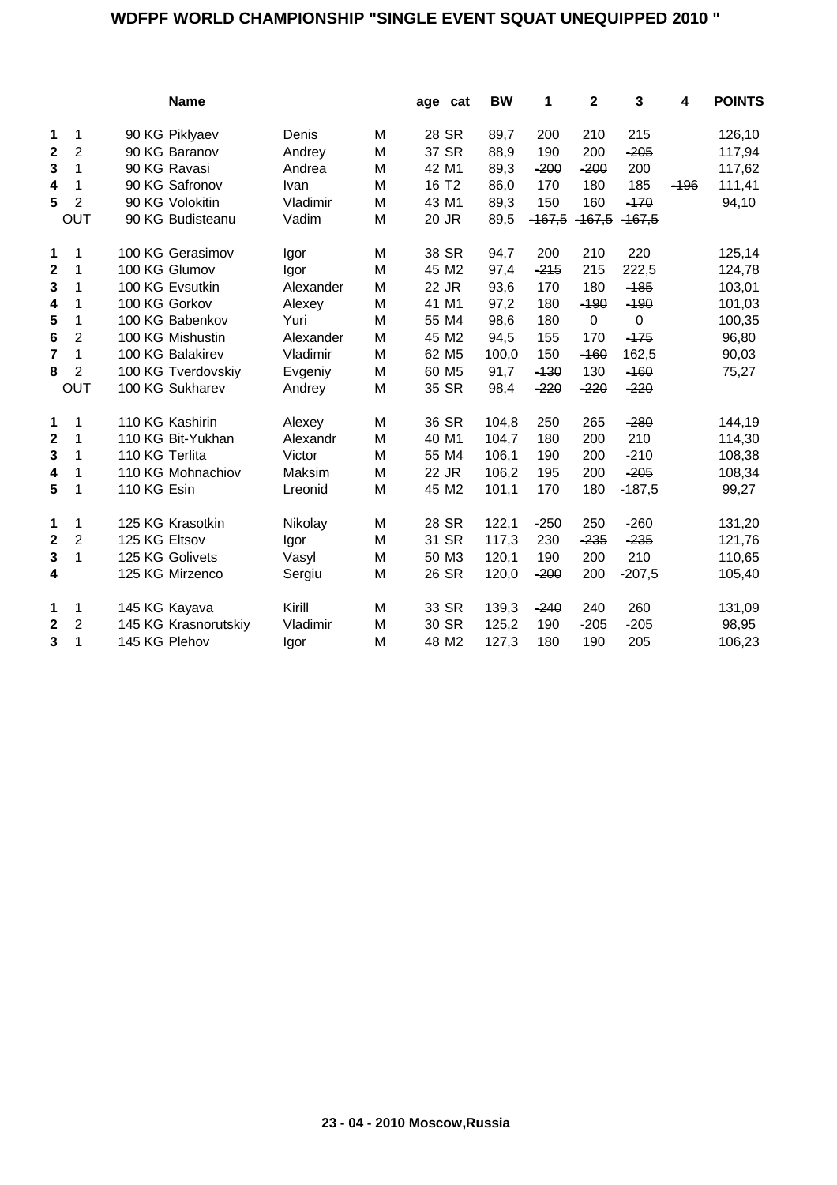# WDFPF WORLD CHAMPIONSHIP "SINGLE EVENT SQUAT UNEQUIPPED 2010 "

| | | | Name | | | age | cat | BW | 1 | 2 | 3 | 4 | POINTS |
|---|---|---|---|---|---|---|---|---|---|---|---|---|---|
| 1 | 1 | 90 KG | Piklyaev | Denis | M | 28 | SR | 89,7 | 200 | 210 | 215 | | 126,10 |
| 2 | 2 | 90 KG | Baranov | Andrey | M | 37 | SR | 88,9 | 190 | 200 | -205 | | 117,94 |
| 3 | 1 | 90 KG | Ravasi | Andrea | M | 42 | M1 | 89,3 | -200 | -200 | 200 | | 117,62 |
| 4 | 1 | 90 KG | Safronov | Ivan | M | 16 | T2 | 86,0 | 170 | 180 | 185 | -196 | 111,41 |
| 5 | 2 | 90 KG | Volokitin | Vladimir | M | 43 | M1 | 89,3 | 150 | 160 | -170 | | 94,10 |
| | OUT | 90 KG | Budisteanu | Vadim | M | 20 | JR | 89,5 | -167,5 | -167,5 | -167,5 | | |
| 1 | 1 | 100 KG | Gerasimov | Igor | M | 38 | SR | 94,7 | 200 | 210 | 220 | | 125,14 |
| 2 | 1 | 100 KG | Glumov | Igor | M | 45 | M2 | 97,4 | -215 | 215 | 222,5 | | 124,78 |
| 3 | 1 | 100 KG | Evsutkin | Alexander | M | 22 | JR | 93,6 | 170 | 180 | -185 | | 103,01 |
| 4 | 1 | 100 KG | Gorkov | Alexey | M | 41 | M1 | 97,2 | 180 | -190 | -190 | | 101,03 |
| 5 | 1 | 100 KG | Babenkov | Yuri | M | 55 | M4 | 98,6 | 180 | 0 | 0 | | 100,35 |
| 6 | 2 | 100 KG | Mishustin | Alexander | M | 45 | M2 | 94,5 | 155 | 170 | -175 | | 96,80 |
| 7 | 1 | 100 KG | Balakirev | Vladimir | M | 62 | M5 | 100,0 | 150 | -160 | 162,5 | | 90,03 |
| 8 | 2 | 100 KG | Tverdovskiy | Evgeniy | M | 60 | M5 | 91,7 | -130 | 130 | -160 | | 75,27 |
| | OUT | 100 KG | Sukharev | Andrey | M | 35 | SR | 98,4 | -220 | -220 | -220 | | |
| 1 | 1 | 110 KG | Kashirin | Alexey | M | 36 | SR | 104,8 | 250 | 265 | -280 | | 144,19 |
| 2 | 1 | 110 KG | Bit-Yukhan | Alexandr | M | 40 | M1 | 104,7 | 180 | 200 | 210 | | 114,30 |
| 3 | 1 | 110 KG | Terlita | Victor | M | 55 | M4 | 106,1 | 190 | 200 | -210 | | 108,38 |
| 4 | 1 | 110 KG | Mohnachiov | Maksim | M | 22 | JR | 106,2 | 195 | 200 | -205 | | 108,34 |
| 5 | 1 | 110 KG | Esin | Lreonid | M | 45 | M2 | 101,1 | 170 | 180 | -187,5 | | 99,27 |
| 1 | 1 | 125 KG | Krasotkin | Nikolay | M | 28 | SR | 122,1 | -250 | 250 | -260 | | 131,20 |
| 2 | 2 | 125 KG | Eltsov | Igor | M | 31 | SR | 117,3 | 230 | -235 | -235 | | 121,76 |
| 3 | 1 | 125 KG | Golivets | Vasyl | M | 50 | M3 | 120,1 | 190 | 200 | 210 | | 110,65 |
| 4 | | 125 KG | Mirzenco | Sergiu | M | 26 | SR | 120,0 | -200 | 200 | -207,5 | | 105,40 |
| 1 | 1 | 145 KG | Kayava | Kirill | M | 33 | SR | 139,3 | -240 | 240 | 260 | | 131,09 |
| 2 | 2 | 145 KG | Krasnorutskiy | Vladimir | M | 30 | SR | 125,2 | 190 | -205 | -205 | | 98,95 |
| 3 | 1 | 145 KG | Plehov | Igor | M | 48 | M2 | 127,3 | 180 | 190 | 205 | | 106,23 |

**23 - 04 - 2010 Moscow,Russia**